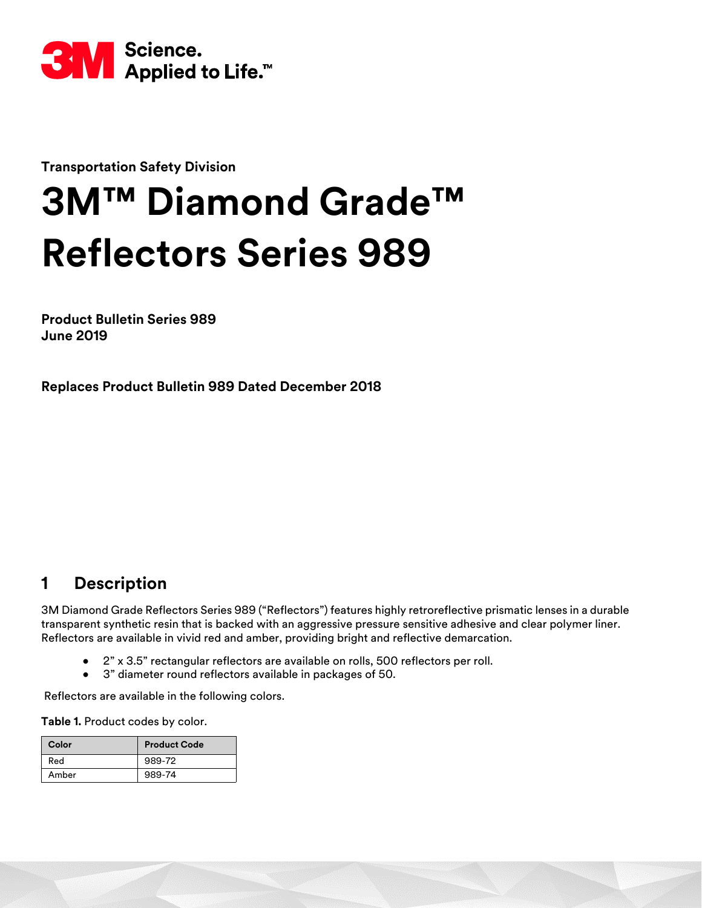3M Science. Applied to Life.™

**Transportation Safety Division**

# 3M™ Diamond Grade™ Reflectors Series 989

**Product Bulletin Series 989**
**June 2019**

**Replaces Product Bulletin 989 Dated December 2018**

## 1 Description

3M Diamond Grade Reflectors Series 989 ("Reflectors") features highly retroreflective prismatic lenses in a durable transparent synthetic resin that is backed with an aggressive pressure sensitive adhesive and clear polymer liner. Reflectors are available in vivid red and amber, providing bright and reflective demarcation.

- 2" x 3.5" rectangular reflectors are available on rolls, 500 reflectors per roll.
- 3" diameter round reflectors available in packages of 50.

Reflectors are available in the following colors.

**Table 1.** Product codes by color.

| Color | Product Code |
|---|---|
| Red | 989-72 |
| Amber | 989-74 |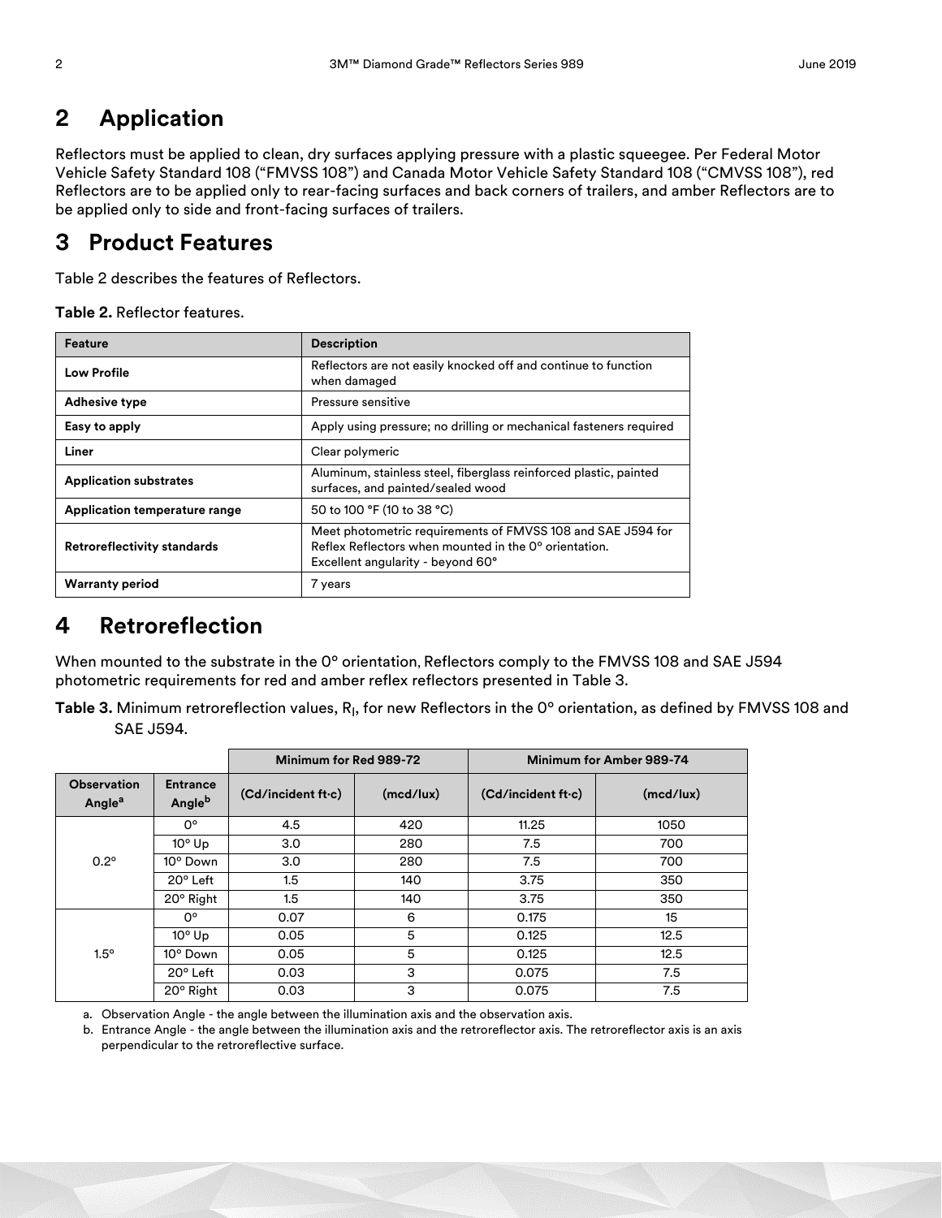## 2 Application

Reflectors must be applied to clean, dry surfaces applying pressure with a plastic squeegee. Per Federal Motor Vehicle Safety Standard 108 ("FMVSS 108") and Canada Motor Vehicle Safety Standard 108 ("CMVSS 108"), red Reflectors are to be applied only to rear-facing surfaces and back corners of trailers, and amber Reflectors are to be applied only to side and front-facing surfaces of trailers.

## 3 Product Features

Table 2 describes the features of Reflectors.

**Table 2.** Reflector features.

| Feature | Description |
|---|---|
| **Low Profile** | Reflectors are not easily knocked off and continue to function when damaged |
| **Adhesive type** | Pressure sensitive |
| **Easy to apply** | Apply using pressure; no drilling or mechanical fasteners required |
| **Liner** | Clear polymeric |
| **Application substrates** | Aluminum, stainless steel, fiberglass reinforced plastic, painted surfaces, and painted/sealed wood |
| **Application temperature range** | 50 to 100 °F (10 to 38 °C) |
| **Retroreflectivity standards** | Meet photometric requirements of FMVSS 108 and SAE J594 for Reflex Reflectors when mounted in the 0° orientation. Excellent angularity - beyond 60° |
| **Warranty period** | 7 years |

## 4 Retroreflection

When mounted to the substrate in the 0° orientation, Reflectors comply to the FMVSS 108 and SAE J594 photometric requirements for red and amber reflex reflectors presented in Table 3.

**Table 3.** Minimum retroreflection values, $R_I$, for new Reflectors in the 0° orientation, as defined by FMVSS 108 and SAE J594.

| | | Minimum for Red 989-72 | | Minimum for Amber 989-74 | |
|---|---|---|---|---|---|
| **Observation Angle[a]** | **Entrance Angle[b]** | **(Cd/incident ft·c)** | **(mcd/lux)** | **(Cd/incident ft·c)** | **(mcd/lux)** |
| 0.2° | 0° | 4.5 | 420 | 11.25 | 1050 |
| | 10° Up | 3.0 | 280 | 7.5 | 700 |
| | 10° Down | 3.0 | 280 | 7.5 | 700 |
| | 20° Left | 1.5 | 140 | 3.75 | 350 |
| | 20° Right | 1.5 | 140 | 3.75 | 350 |
| 1.5° | 0° | 0.07 | 6 | 0.175 | 15 |
| | 10° Up | 0.05 | 5 | 0.125 | 12.5 |
| | 10° Down | 0.05 | 5 | 0.125 | 12.5 |
| | 20° Left | 0.03 | 3 | 0.075 | 7.5 |
| | 20° Right | 0.03 | 3 | 0.075 | 7.5 |

a. Observation Angle - the angle between the illumination axis and the observation axis.

b. Entrance Angle - the angle between the illumination axis and the retroreflector axis. The retroreflector axis is an axis perpendicular to the retroreflective surface.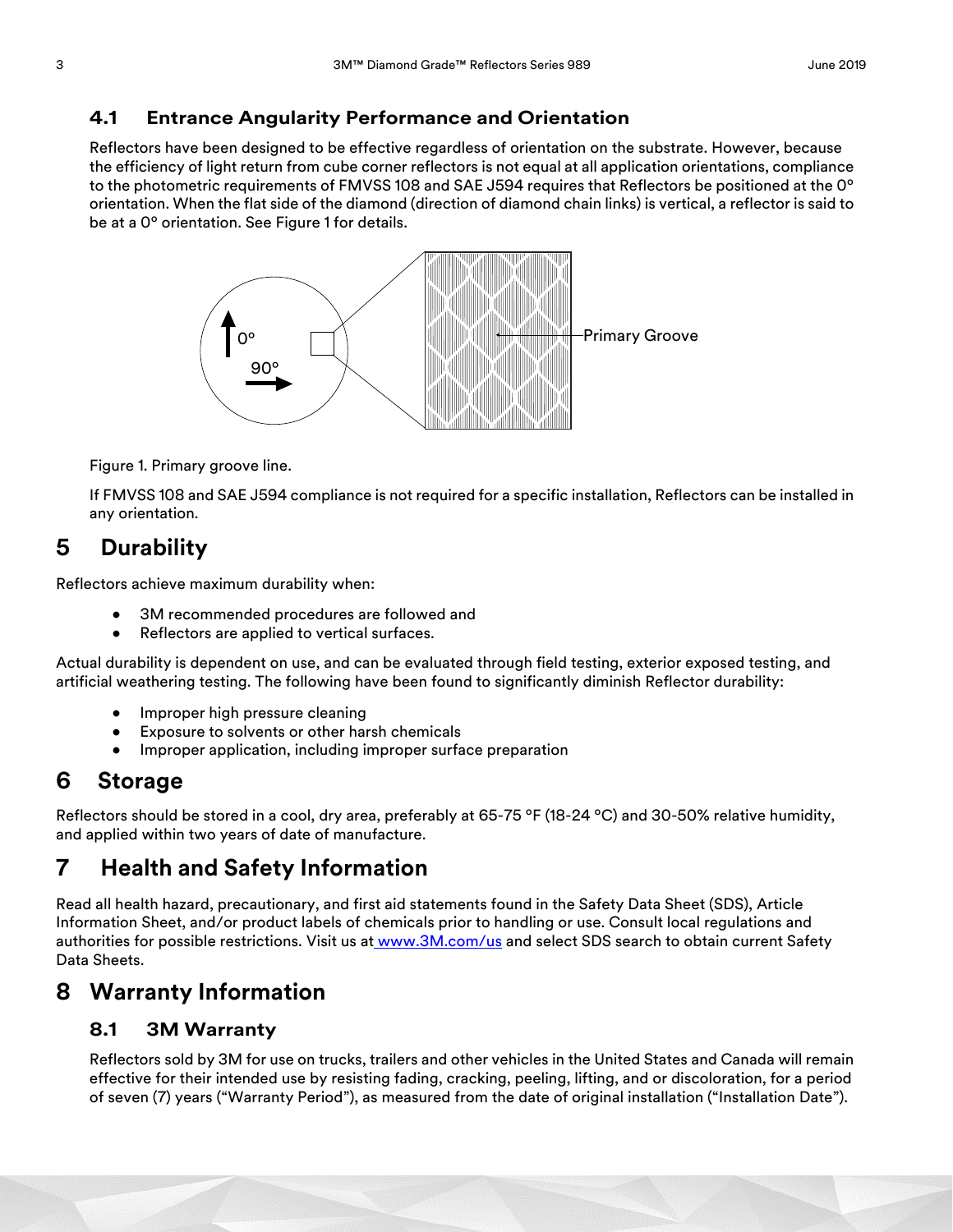### 4.1 Entrance Angularity Performance and Orientation

Reflectors have been designed to be effective regardless of orientation on the substrate. However, because the efficiency of light return from cube corner reflectors is not equal at all application orientations, compliance to the photometric requirements of FMVSS 108 and SAE J594 requires that Reflectors be positioned at the 0° orientation. When the flat side of the diamond (direction of diamond chain links) is vertical, a reflector is said to be at a 0° orientation. See Figure 1 for details.

Figure 1. Primary groove line.

If FMVSS 108 and SAE J594 compliance is not required for a specific installation, Reflectors can be installed in any orientation.

## 5 Durability

Reflectors achieve maximum durability when:

- 3M recommended procedures are followed and
- Reflectors are applied to vertical surfaces.

Actual durability is dependent on use, and can be evaluated through field testing, exterior exposed testing, and artificial weathering testing. The following have been found to significantly diminish Reflector durability:

- Improper high pressure cleaning
- Exposure to solvents or other harsh chemicals
- Improper application, including improper surface preparation

## 6 Storage

Reflectors should be stored in a cool, dry area, preferably at 65-75 °F (18-24 °C) and 30-50% relative humidity, and applied within two years of date of manufacture.

## 7 Health and Safety Information

Read all health hazard, precautionary, and first aid statements found in the Safety Data Sheet (SDS), Article Information Sheet, and/or product labels of chemicals prior to handling or use. Consult local regulations and authorities for possible restrictions. Visit us at www.3M.com/us and select SDS search to obtain current Safety Data Sheets.

## 8 Warranty Information

### 8.1 3M Warranty

Reflectors sold by 3M for use on trucks, trailers and other vehicles in the United States and Canada will remain effective for their intended use by resisting fading, cracking, peeling, lifting, and or discoloration, for a period of seven (7) years ("Warranty Period"), as measured from the date of original installation ("Installation Date").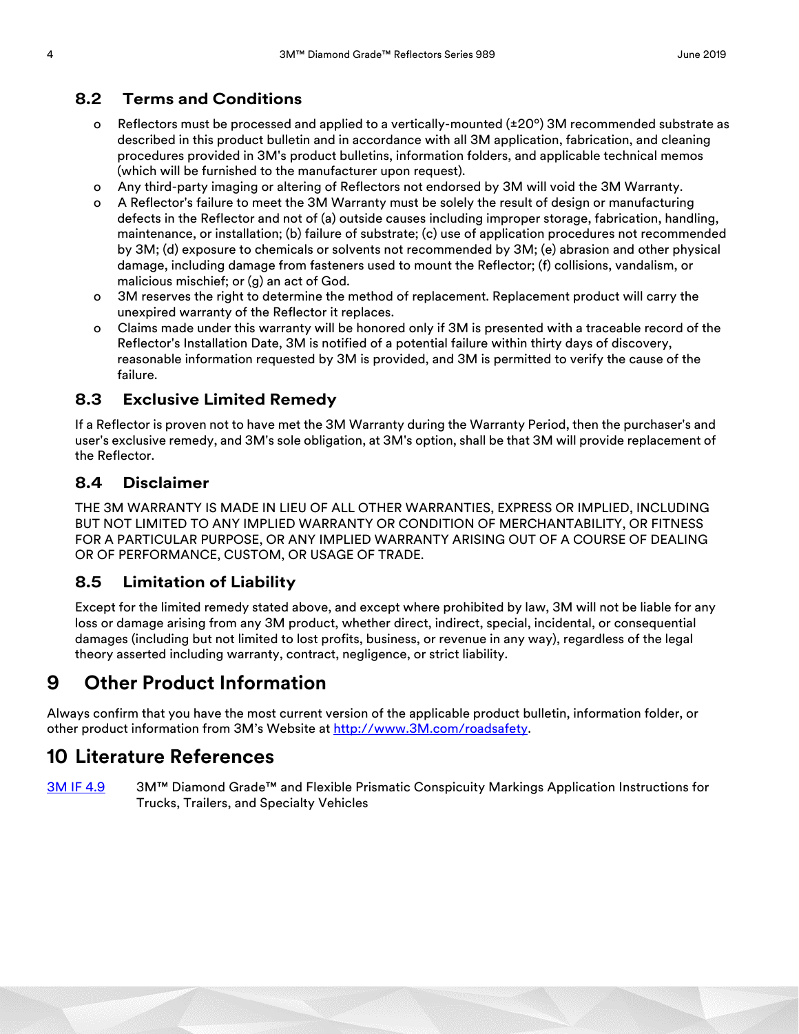### 8.2 Terms and Conditions

- Reflectors must be processed and applied to a vertically-mounted (±20°) 3M recommended substrate as described in this product bulletin and in accordance with all 3M application, fabrication, and cleaning procedures provided in 3M's product bulletins, information folders, and applicable technical memos (which will be furnished to the manufacturer upon request).
- Any third-party imaging or altering of Reflectors not endorsed by 3M will void the 3M Warranty.
- A Reflector's failure to meet the 3M Warranty must be solely the result of design or manufacturing defects in the Reflector and not of (a) outside causes including improper storage, fabrication, handling, maintenance, or installation; (b) failure of substrate; (c) use of application procedures not recommended by 3M; (d) exposure to chemicals or solvents not recommended by 3M; (e) abrasion and other physical damage, including damage from fasteners used to mount the Reflector; (f) collisions, vandalism, or malicious mischief; or (g) an act of God.
- 3M reserves the right to determine the method of replacement. Replacement product will carry the unexpired warranty of the Reflector it replaces.
- Claims made under this warranty will be honored only if 3M is presented with a traceable record of the Reflector's Installation Date, 3M is notified of a potential failure within thirty days of discovery, reasonable information requested by 3M is provided, and 3M is permitted to verify the cause of the failure.

### 8.3 Exclusive Limited Remedy

If a Reflector is proven not to have met the 3M Warranty during the Warranty Period, then the purchaser's and user's exclusive remedy, and 3M's sole obligation, at 3M's option, shall be that 3M will provide replacement of the Reflector.

### 8.4 Disclaimer

THE 3M WARRANTY IS MADE IN LIEU OF ALL OTHER WARRANTIES, EXPRESS OR IMPLIED, INCLUDING BUT NOT LIMITED TO ANY IMPLIED WARRANTY OR CONDITION OF MERCHANTABILITY, OR FITNESS FOR A PARTICULAR PURPOSE, OR ANY IMPLIED WARRANTY ARISING OUT OF A COURSE OF DEALING OR OF PERFORMANCE, CUSTOM, OR USAGE OF TRADE.

### 8.5 Limitation of Liability

Except for the limited remedy stated above, and except where prohibited by law, 3M will not be liable for any loss or damage arising from any 3M product, whether direct, indirect, special, incidental, or consequential damages (including but not limited to lost profits, business, or revenue in any way), regardless of the legal theory asserted including warranty, contract, negligence, or strict liability.

## 9 Other Product Information

Always confirm that you have the most current version of the applicable product bulletin, information folder, or other product information from 3M's Website at http://www.3M.com/roadsafety.

## 10 Literature References

3M IF 4.9 — 3M™ Diamond Grade™ and Flexible Prismatic Conspicuity Markings Application Instructions for Trucks, Trailers, and Specialty Vehicles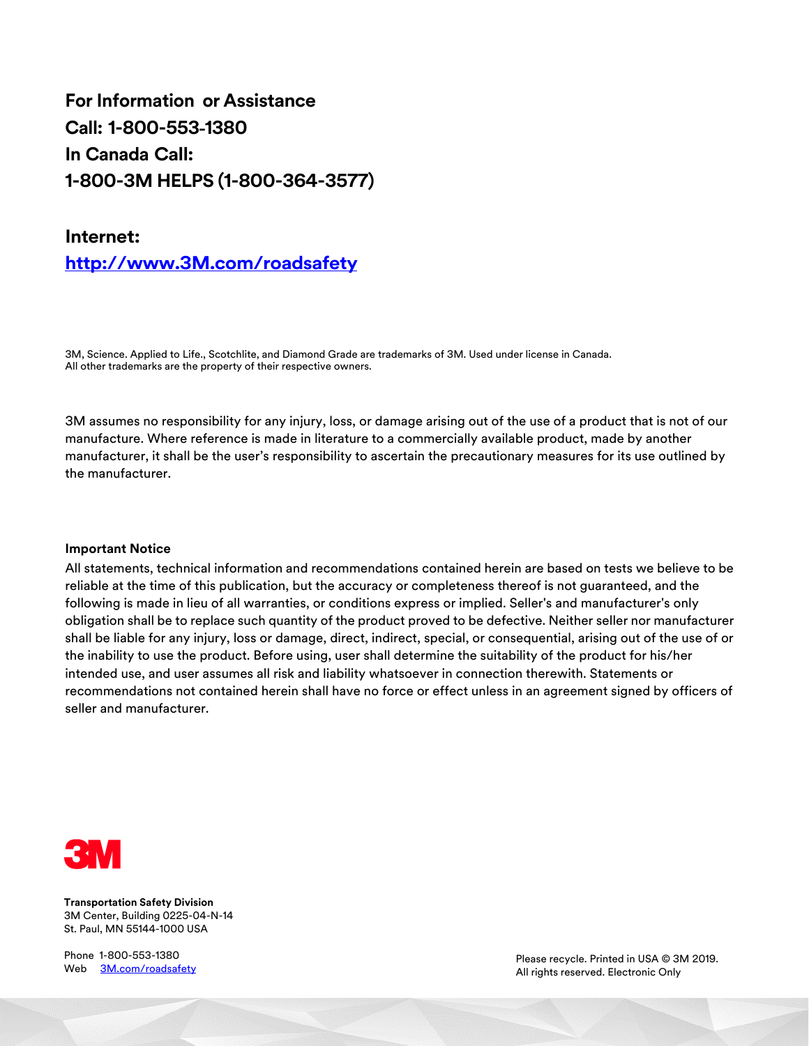**For Information or Assistance**
**Call: 1-800-553-1380**
**In Canada Call:**
**1-800-3M HELPS (1-800-364-3577)**

**Internet:**
**[http://www.3M.com/roadsafety](http://www.3M.com/roadsafety)**

3M, Science. Applied to Life., Scotchlite, and Diamond Grade are trademarks of 3M. Used under license in Canada.
All other trademarks are the property of their respective owners.

3M assumes no responsibility for any injury, loss, or damage arising out of the use of a product that is not of our manufacture. Where reference is made in literature to a commercially available product, made by another manufacturer, it shall be the user's responsibility to ascertain the precautionary measures for its use outlined by the manufacturer.

**Important Notice**

All statements, technical information and recommendations contained herein are based on tests we believe to be reliable at the time of this publication, but the accuracy or completeness thereof is not guaranteed, and the following is made in lieu of all warranties, or conditions express or implied. Seller's and manufacturer's only obligation shall be to replace such quantity of the product proved to be defective. Neither seller nor manufacturer shall be liable for any injury, loss or damage, direct, indirect, special, or consequential, arising out of the use of or the inability to use the product. Before using, user shall determine the suitability of the product for his/her intended use, and user assumes all risk and liability whatsoever in connection therewith. Statements or recommendations not contained herein shall have no force or effect unless in an agreement signed by officers of seller and manufacturer.

3M

**Transportation Safety Division**
3M Center, Building 0225-04-N-14
St. Paul, MN 55144-1000 USA

Phone 1-800-553-1380
Web [3M.com/roadsafety](http://3M.com/roadsafety)

Please recycle. Printed in USA © 3M 2019.
All rights reserved. Electronic Only